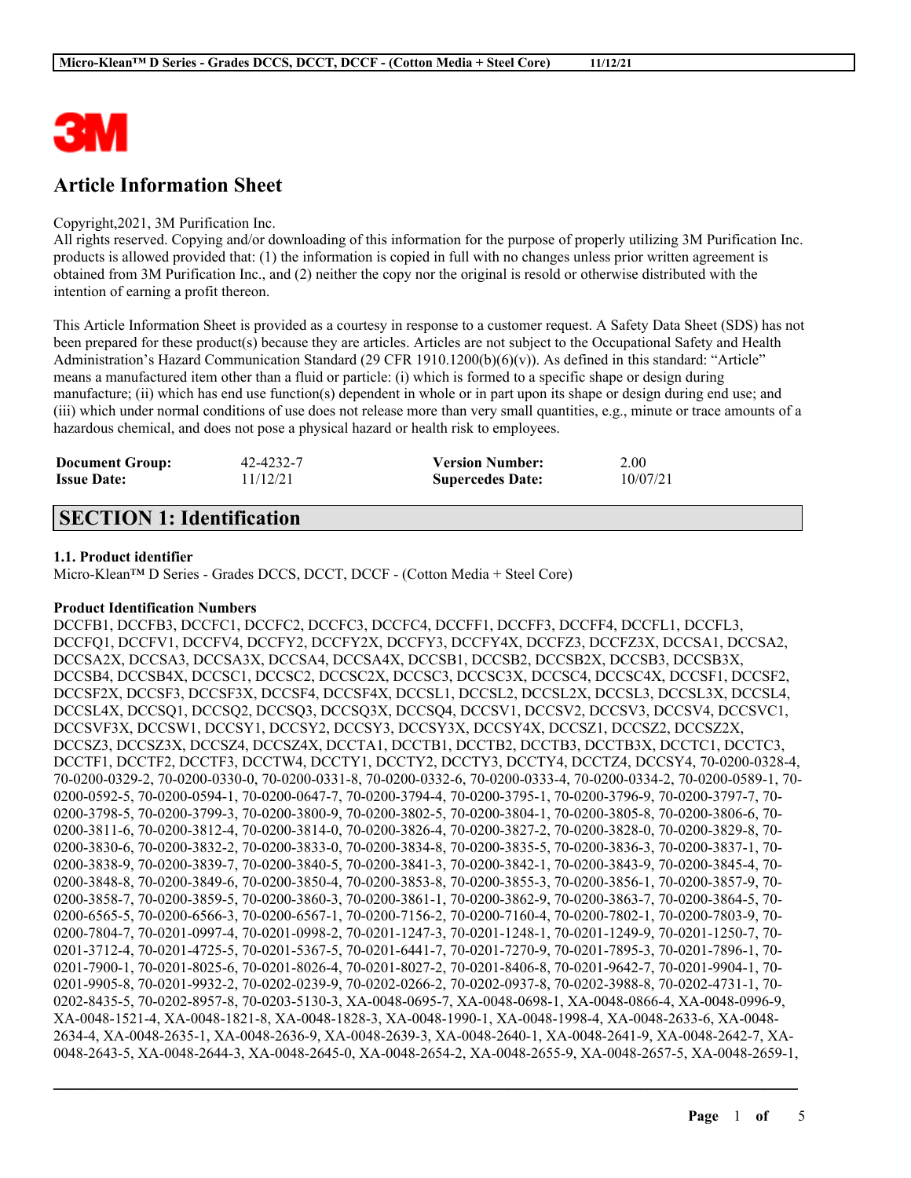# Article Information Sheet

Copyright,2021, 3M Purification Inc.
All rights reserved. Copying and/or downloading of this information for the purpose of properly utilizing 3M Purification Inc. products is allowed provided that: (1) the information is copied in full with no changes unless prior written agreement is obtained from 3M Purification Inc., and (2) neither the copy nor the original is resold or otherwise distributed with the intention of earning a profit thereon.

This Article Information Sheet is provided as a courtesy in response to a customer request. A Safety Data Sheet (SDS) has not been prepared for these product(s) because they are articles. Articles are not subject to the Occupational Safety and Health Administration's Hazard Communication Standard (29 CFR 1910.1200(b)(6)(v)). As defined in this standard: "Article" means a manufactured item other than a fluid or particle: (i) which is formed to a specific shape or design during manufacture; (ii) which has end use function(s) dependent in whole or in part upon its shape or design during end use; and (iii) which under normal conditions of use does not release more than very small quantities, e.g., minute or trace amounts of a hazardous chemical, and does not pose a physical hazard or health risk to employees.

| | | | |
|---|---|---|---|
| **Document Group:** | 42-4232-7 | **Version Number:** | 2.00 |
| **Issue Date:** | 11/12/21 | **Supercedes Date:** | 10/07/21 |

## SECTION 1: Identification

### 1.1. Product identifier

Micro-Klean™ D Series - Grades DCCS, DCCT, DCCF - (Cotton Media + Steel Core)

**Product Identification Numbers**

DCCFB1, DCCFB3, DCCFC1, DCCFC2, DCCFC3, DCCFC4, DCCFF1, DCCFF3, DCCFF4, DCCFL1, DCCFL3, DCCFQ1, DCCFV1, DCCFV4, DCCFY2, DCCFY2X, DCCFY3, DCCFY4X, DCCFZ3, DCCFZ3X, DCCSA1, DCCSA2, DCCSA2X, DCCSA3, DCCSA3X, DCCSA4, DCCSA4X, DCCSB1, DCCSB2, DCCSB2X, DCCSB3, DCCSB3X, DCCSB4, DCCSB4X, DCCSC1, DCCSC2, DCCSC2X, DCCSC3, DCCSC3X, DCCSC4, DCCSC4X, DCCSF1, DCCSF2, DCCSF2X, DCCSF3, DCCSF3X, DCCSF4, DCCSF4X, DCCSL1, DCCSL2, DCCSL2X, DCCSL3, DCCSL3X, DCCSL4, DCCSL4X, DCCSQ1, DCCSQ2, DCCSQ3, DCCSQ3X, DCCSQ4, DCCSV1, DCCSV2, DCCSV3, DCCSV4, DCCSVC1, DCCSVF3X, DCCSW1, DCCSY1, DCCSY2, DCCSY3, DCCSY3X, DCCSY4X, DCCSZ1, DCCSZ2, DCCSZ2X, DCCSZ3, DCCSZ3X, DCCSZ4, DCCSZ4X, DCCTA1, DCCTB1, DCCTB2, DCCTB3, DCCTB3X, DCCTC1, DCCTC3, DCCTF1, DCCTF2, DCCTF3, DCCTW4, DCCTY1, DCCTY2, DCCTY3, DCCTY4, DCCTZ4, DCCSY4, 70-0200-0328-4, 70-0200-0329-2, 70-0200-0330-0, 70-0200-0331-8, 70-0200-0332-6, 70-0200-0333-4, 70-0200-0334-2, 70-0200-0589-1, 70-0200-0592-5, 70-0200-0594-1, 70-0200-0647-7, 70-0200-3794-4, 70-0200-3795-1, 70-0200-3796-9, 70-0200-3797-7, 70-0200-3798-5, 70-0200-3799-3, 70-0200-3800-9, 70-0200-3802-5, 70-0200-3804-1, 70-0200-3805-8, 70-0200-3806-6, 70-0200-3811-6, 70-0200-3812-4, 70-0200-3814-0, 70-0200-3826-4, 70-0200-3827-2, 70-0200-3828-0, 70-0200-3829-8, 70-0200-3830-6, 70-0200-3832-2, 70-0200-3833-0, 70-0200-3834-8, 70-0200-3835-5, 70-0200-3836-3, 70-0200-3837-1, 70-0200-3838-9, 70-0200-3839-7, 70-0200-3840-5, 70-0200-3841-3, 70-0200-3842-1, 70-0200-3843-9, 70-0200-3845-4, 70-0200-3848-8, 70-0200-3849-6, 70-0200-3850-4, 70-0200-3853-8, 70-0200-3855-3, 70-0200-3856-1, 70-0200-3857-9, 70-0200-3858-7, 70-0200-3859-5, 70-0200-3860-3, 70-0200-3861-1, 70-0200-3862-9, 70-0200-3863-7, 70-0200-3864-5, 70-0200-6565-5, 70-0200-6566-3, 70-0200-6567-1, 70-0200-7156-2, 70-0200-7160-4, 70-0200-7802-1, 70-0200-7803-9, 70-0200-7804-7, 70-0201-0997-4, 70-0201-0998-2, 70-0201-1247-3, 70-0201-1248-1, 70-0201-1249-9, 70-0201-1250-7, 70-0201-3712-4, 70-0201-4725-5, 70-0201-5367-5, 70-0201-6441-7, 70-0201-7270-9, 70-0201-7895-3, 70-0201-7896-1, 70-0201-7900-1, 70-0201-8025-6, 70-0201-8026-4, 70-0201-8027-2, 70-0201-8406-8, 70-0201-9642-7, 70-0201-9904-1, 70-0201-9905-8, 70-0201-9932-2, 70-0202-0239-9, 70-0202-0266-2, 70-0202-0937-8, 70-0202-3988-8, 70-0202-4731-1, 70-0202-8435-5, 70-0202-8957-8, 70-0203-5130-3, XA-0048-0695-7, XA-0048-0698-1, XA-0048-0866-4, XA-0048-0996-9, XA-0048-1521-4, XA-0048-1821-8, XA-0048-1828-3, XA-0048-1990-1, XA-0048-1998-4, XA-0048-2633-6, XA-0048-2634-4, XA-0048-2635-1, XA-0048-2636-9, XA-0048-2639-3, XA-0048-2640-1, XA-0048-2641-9, XA-0048-2642-7, XA-0048-2643-5, XA-0048-2644-3, XA-0048-2645-0, XA-0048-2654-2, XA-0048-2655-9, XA-0048-2657-5, XA-0048-2659-1,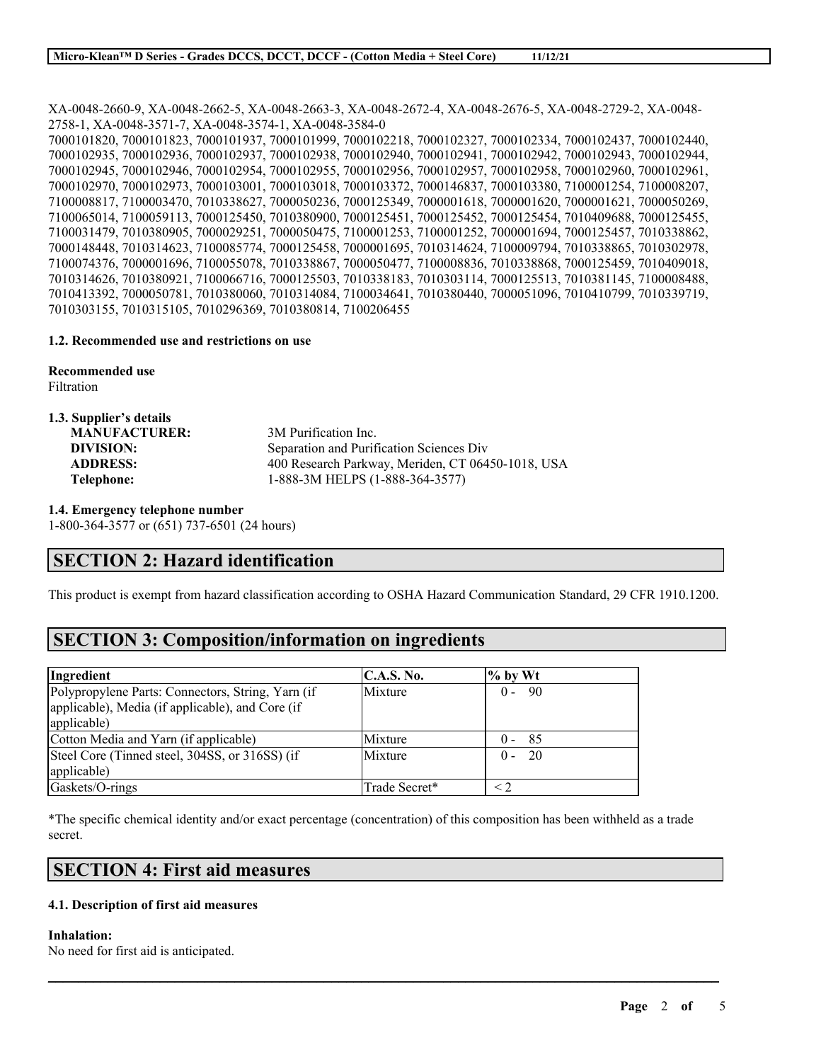XA-0048-2660-9, XA-0048-2662-5, XA-0048-2663-3, XA-0048-2672-4, XA-0048-2676-5, XA-0048-2729-2, XA-0048-2758-1, XA-0048-3571-7, XA-0048-3574-1, XA-0048-3584-0
7000101820, 7000101823, 7000101937, 7000101999, 7000102218, 7000102327, 7000102334, 7000102437, 7000102440, 7000102935, 7000102936, 7000102937, 7000102938, 7000102940, 7000102941, 7000102942, 7000102943, 7000102944, 7000102945, 7000102946, 7000102954, 7000102955, 7000102956, 7000102957, 7000102958, 7000102960, 7000102961, 7000102970, 7000102973, 7000103001, 7000103018, 7000103372, 7000146837, 7000103380, 7100001254, 7100008207, 7100008817, 7100003470, 7010338627, 7000050236, 7000125349, 7000001618, 7000001620, 7000001621, 7000050269, 7100065014, 7100059113, 7000125450, 7010380900, 7000125451, 7000125452, 7000125454, 7010409688, 7000125455, 7100031479, 7010380905, 7000029251, 7000050475, 7100001253, 7100001252, 7000001694, 7000125457, 7010338862, 7000148448, 7010314623, 7100085774, 7000125458, 7000001695, 7010314624, 7100009794, 7010338865, 7010302978, 7100074376, 7000001696, 7100055078, 7010338867, 7000050477, 7100008836, 7010338868, 7000125459, 7010409018, 7010314626, 7010380921, 7100066716, 7000125503, 7010338183, 7010303114, 7000125513, 7010381145, 7100008488, 7010413392, 7000050781, 7010380060, 7010314084, 7100034641, 7010380440, 7000051096, 7010410799, 7010339719, 7010303155, 7010315105, 7010296369, 7010380814, 7100206455

**1.2. Recommended use and restrictions on use**

**Recommended use**
Filtration

**1.3. Supplier's details**

| | |
|---|---|
| **MANUFACTURER:** | 3M Purification Inc. |
| **DIVISION:** | Separation and Purification Sciences Div |
| **ADDRESS:** | 400 Research Parkway, Meriden, CT 06450-1018, USA |
| **Telephone:** | 1-888-3M HELPS (1-888-364-3577) |

**1.4. Emergency telephone number**
1-800-364-3577 or (651) 737-6501 (24 hours)

## SECTION 2: Hazard identification

This product is exempt from hazard classification according to OSHA Hazard Communication Standard, 29 CFR 1910.1200.

## SECTION 3: Composition/information on ingredients

| Ingredient | C.A.S. No. | % by Wt |
|---|---|---|
| Polypropylene Parts: Connectors, String, Yarn (if applicable), Media (if applicable), and Core (if applicable) | Mixture | 0 - 90 |
| Cotton Media and Yarn (if applicable) | Mixture | 0 - 85 |
| Steel Core (Tinned steel, 304SS, or 316SS) (if applicable) | Mixture | 0 - 20 |
| Gaskets/O-rings | Trade Secret* | < 2 |

*The specific chemical identity and/or exact percentage (concentration) of this composition has been withheld as a trade secret.

## SECTION 4: First aid measures

**4.1. Description of first aid measures**

**Inhalation:**
No need for first aid is anticipated.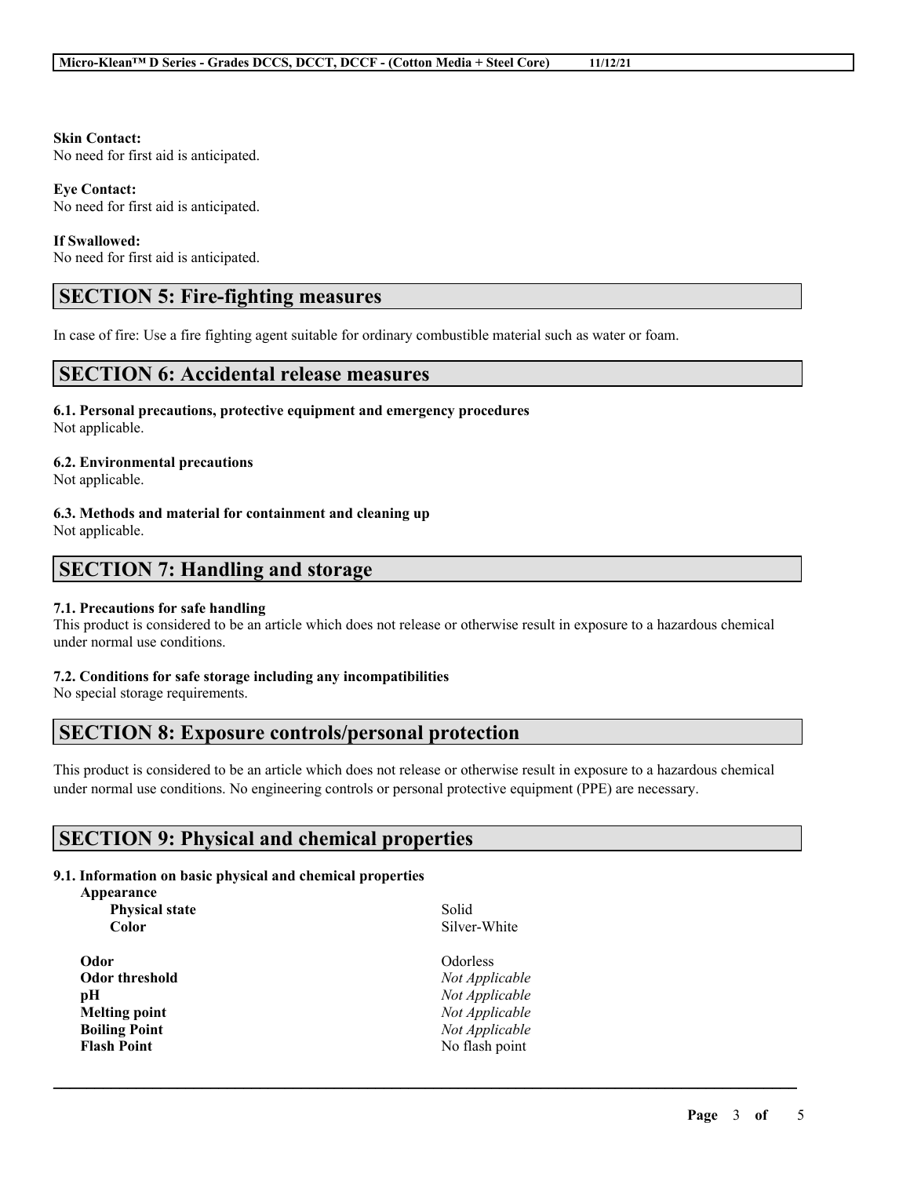**Skin Contact:**
No need for first aid is anticipated.

**Eye Contact:**
No need for first aid is anticipated.

**If Swallowed:**
No need for first aid is anticipated.

## SECTION 5: Fire-fighting measures

In case of fire: Use a fire fighting agent suitable for ordinary combustible material such as water or foam.

## SECTION 6: Accidental release measures

### 6.1. Personal precautions, protective equipment and emergency procedures
Not applicable.

### 6.2. Environmental precautions
Not applicable.

### 6.3. Methods and material for containment and cleaning up
Not applicable.

## SECTION 7: Handling and storage

### 7.1. Precautions for safe handling
This product is considered to be an article which does not release or otherwise result in exposure to a hazardous chemical under normal use conditions.

### 7.2. Conditions for safe storage including any incompatibilities
No special storage requirements.

## SECTION 8: Exposure controls/personal protection

This product is considered to be an article which does not release or otherwise result in exposure to a hazardous chemical under normal use conditions. No engineering controls or personal protective equipment (PPE) are necessary.

## SECTION 9: Physical and chemical properties

### 9.1. Information on basic physical and chemical properties

| | |
|---|---|
| **Appearance** | |
| **Physical state** | Solid |
| **Color** | Silver-White |
| **Odor** | Odorless |
| **Odor threshold** | *Not Applicable* |
| **pH** | *Not Applicable* |
| **Melting point** | *Not Applicable* |
| **Boiling Point** | *Not Applicable* |
| **Flash Point** | No flash point |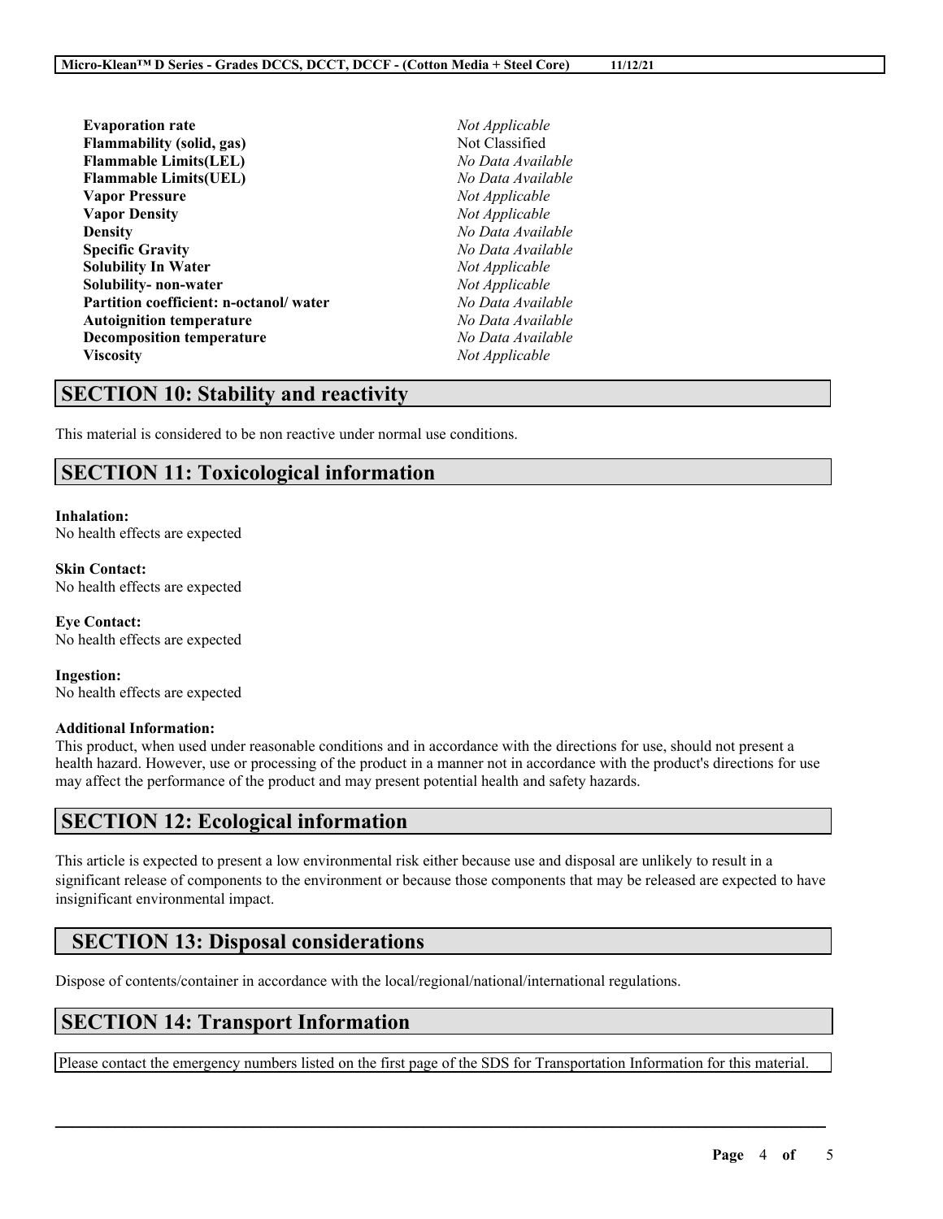| | |
|---|---|
| **Evaporation rate** | *Not Applicable* |
| **Flammability (solid, gas)** | Not Classified |
| **Flammable Limits(LEL)** | *No Data Available* |
| **Flammable Limits(UEL)** | *No Data Available* |
| **Vapor Pressure** | *Not Applicable* |
| **Vapor Density** | *Not Applicable* |
| **Density** | *No Data Available* |
| **Specific Gravity** | *No Data Available* |
| **Solubility In Water** | *Not Applicable* |
| **Solubility- non-water** | *Not Applicable* |
| **Partition coefficient: n-octanol/ water** | *No Data Available* |
| **Autoignition temperature** | *No Data Available* |
| **Decomposition temperature** | *No Data Available* |
| **Viscosity** | *Not Applicable* |

## SECTION 10: Stability and reactivity

This material is considered to be non reactive under normal use conditions.

## SECTION 11: Toxicological information

**Inhalation:**
No health effects are expected

**Skin Contact:**
No health effects are expected

**Eye Contact:**
No health effects are expected

**Ingestion:**
No health effects are expected

**Additional Information:**
This product, when used under reasonable conditions and in accordance with the directions for use, should not present a health hazard. However, use or processing of the product in a manner not in accordance with the product's directions for use may affect the performance of the product and may present potential health and safety hazards.

## SECTION 12: Ecological information

This article is expected to present a low environmental risk either because use and disposal are unlikely to result in a significant release of components to the environment or because those components that may be released are expected to have insignificant environmental impact.

## SECTION 13: Disposal considerations

Dispose of contents/container in accordance with the local/regional/national/international regulations.

## SECTION 14: Transport Information

Please contact the emergency numbers listed on the first page of the SDS for Transportation Information for this material.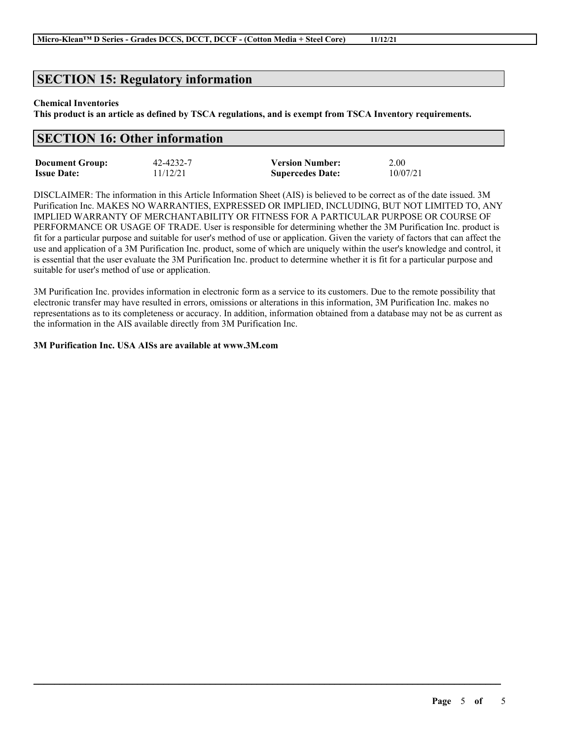## SECTION 15: Regulatory information

**Chemical Inventories**

**This product is an article as defined by TSCA regulations, and is exempt from TSCA Inventory requirements.**

## SECTION 16: Other information

| | | | |
|---|---|---|---|
| **Document Group:** | 42-4232-7 | **Version Number:** | 2.00 |
| **Issue Date:** | 11/12/21 | **Supercedes Date:** | 10/07/21 |

DISCLAIMER: The information in this Article Information Sheet (AIS) is believed to be correct as of the date issued. 3M Purification Inc. MAKES NO WARRANTIES, EXPRESSED OR IMPLIED, INCLUDING, BUT NOT LIMITED TO, ANY IMPLIED WARRANTY OF MERCHANTABILITY OR FITNESS FOR A PARTICULAR PURPOSE OR COURSE OF PERFORMANCE OR USAGE OF TRADE. User is responsible for determining whether the 3M Purification Inc. product is fit for a particular purpose and suitable for user's method of use or application. Given the variety of factors that can affect the use and application of a 3M Purification Inc. product, some of which are uniquely within the user's knowledge and control, it is essential that the user evaluate the 3M Purification Inc. product to determine whether it is fit for a particular purpose and suitable for user's method of use or application.

3M Purification Inc. provides information in electronic form as a service to its customers. Due to the remote possibility that electronic transfer may have resulted in errors, omissions or alterations in this information, 3M Purification Inc. makes no representations as to its completeness or accuracy. In addition, information obtained from a database may not be as current as the information in the AIS available directly from 3M Purification Inc.

**3M Purification Inc. USA AISs are available at www.3M.com**